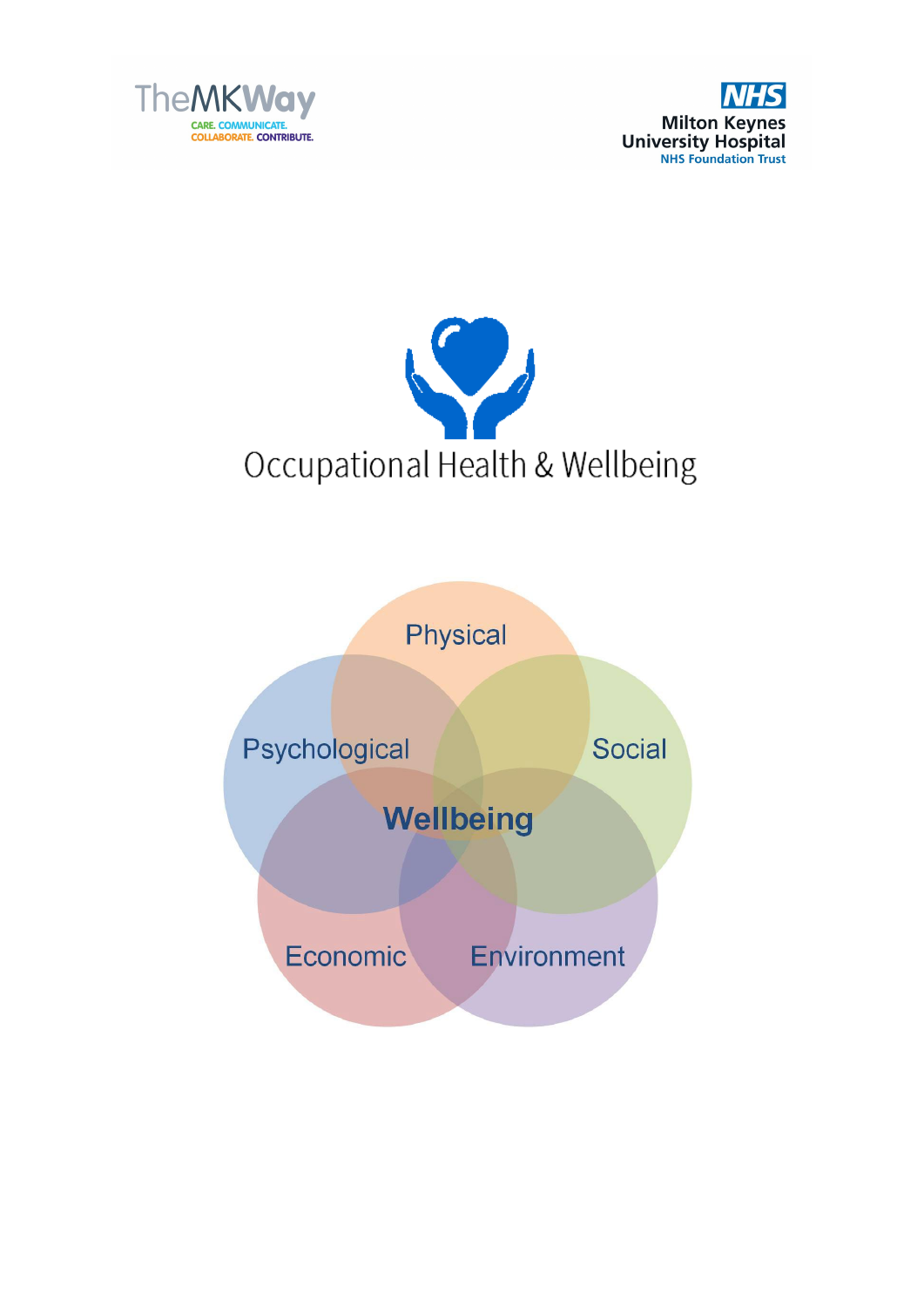TheMKWay

CARE. COMMUNICATE. COLLABORATE. CONTRIBUTE.

NHS

Milton Keynes University Hospital

NHS Foundation Trust

# Occupational Health & Wellbeing

Physical

Psychological

Social

**Wellbeing**

Economic

Environment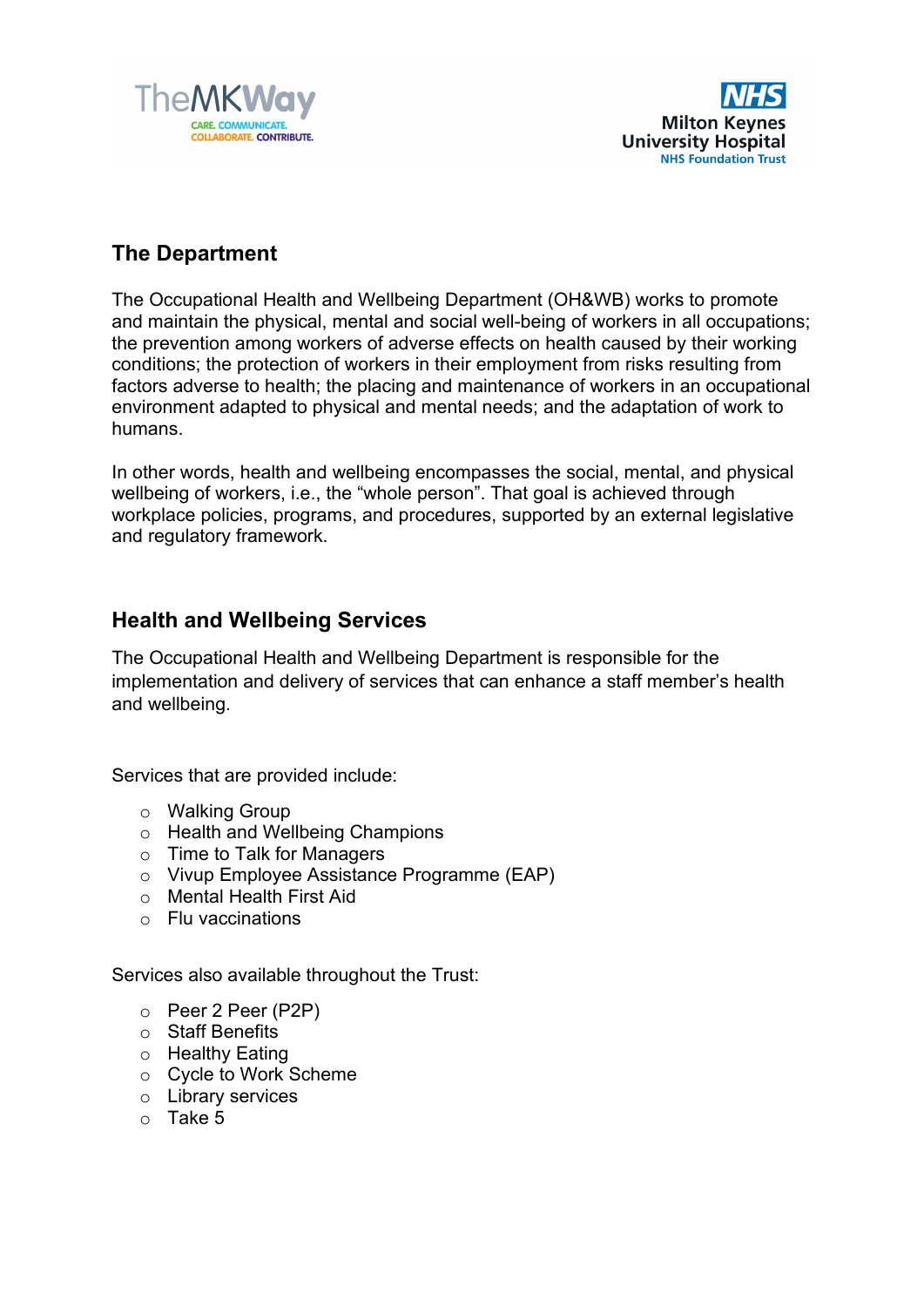## The Department

The Occupational Health and Wellbeing Department (OH&WB) works to promote and maintain the physical, mental and social well-being of workers in all occupations; the prevention among workers of adverse effects on health caused by their working conditions; the protection of workers in their employment from risks resulting from factors adverse to health; the placing and maintenance of workers in an occupational environment adapted to physical and mental needs; and the adaptation of work to humans.

In other words, health and wellbeing encompasses the social, mental, and physical wellbeing of workers, i.e., the "whole person". That goal is achieved through workplace policies, programs, and procedures, supported by an external legislative and regulatory framework.

## Health and Wellbeing Services

The Occupational Health and Wellbeing Department is responsible for the implementation and delivery of services that can enhance a staff member's health and wellbeing.

Services that are provided include:

- Walking Group
- Health and Wellbeing Champions
- Time to Talk for Managers
- Vivup Employee Assistance Programme (EAP)
- Mental Health First Aid
- Flu vaccinations

Services also available throughout the Trust:

- Peer 2 Peer (P2P)
- Staff Benefits
- Healthy Eating
- Cycle to Work Scheme
- Library services
- Take 5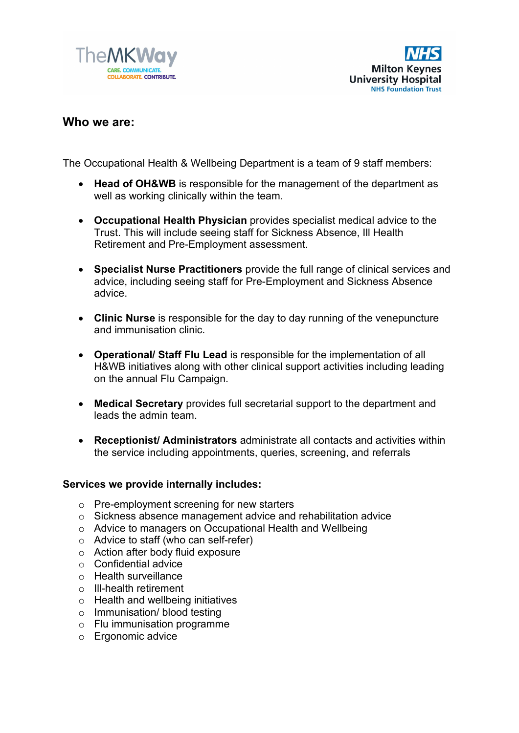## Who we are:

The Occupational Health & Wellbeing Department is a team of 9 staff members:

- **Head of OH&WB** is responsible for the management of the department as well as working clinically within the team.
- **Occupational Health Physician** provides specialist medical advice to the Trust. This will include seeing staff for Sickness Absence, Ill Health Retirement and Pre-Employment assessment.
- **Specialist Nurse Practitioners** provide the full range of clinical services and advice, including seeing staff for Pre-Employment and Sickness Absence advice.
- **Clinic Nurse** is responsible for the day to day running of the venepuncture and immunisation clinic.
- **Operational/ Staff Flu Lead** is responsible for the implementation of all H&WB initiatives along with other clinical support activities including leading on the annual Flu Campaign.
- **Medical Secretary** provides full secretarial support to the department and leads the admin team.
- **Receptionist/ Administrators** administrate all contacts and activities within the service including appointments, queries, screening, and referrals

**Services we provide internally includes:**

- Pre-employment screening for new starters
- Sickness absence management advice and rehabilitation advice
- Advice to managers on Occupational Health and Wellbeing
- Advice to staff (who can self-refer)
- Action after body fluid exposure
- Confidential advice
- Health surveillance
- Ill-health retirement
- Health and wellbeing initiatives
- Immunisation/ blood testing
- Flu immunisation programme
- Ergonomic advice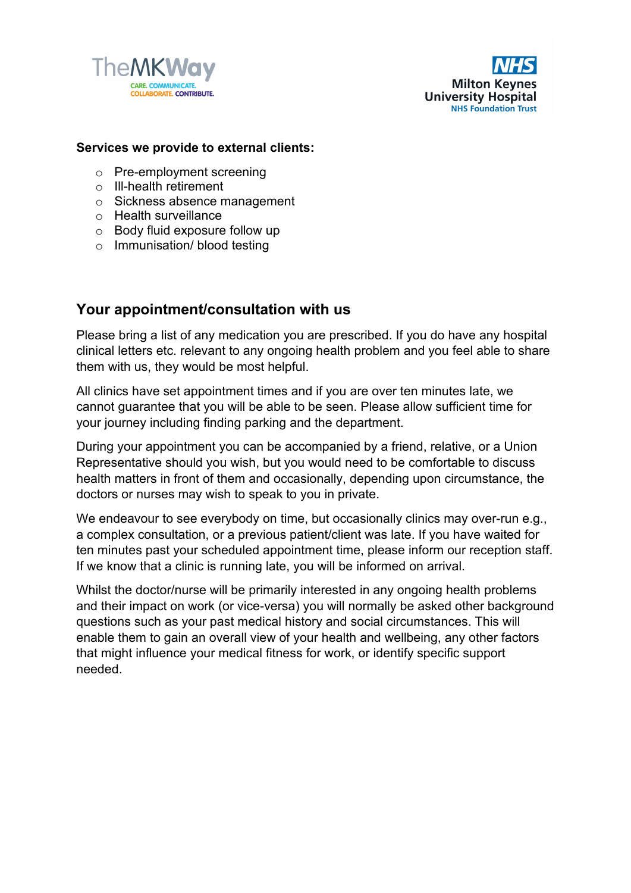**Services we provide to external clients:**

- Pre-employment screening
- Ill-health retirement
- Sickness absence management
- Health surveillance
- Body fluid exposure follow up
- Immunisation/ blood testing

## Your appointment/consultation with us

Please bring a list of any medication you are prescribed. If you do have any hospital clinical letters etc. relevant to any ongoing health problem and you feel able to share them with us, they would be most helpful.

All clinics have set appointment times and if you are over ten minutes late, we cannot guarantee that you will be able to be seen. Please allow sufficient time for your journey including finding parking and the department.

During your appointment you can be accompanied by a friend, relative, or a Union Representative should you wish, but you would need to be comfortable to discuss health matters in front of them and occasionally, depending upon circumstance, the doctors or nurses may wish to speak to you in private.

We endeavour to see everybody on time, but occasionally clinics may over-run e.g., a complex consultation, or a previous patient/client was late. If you have waited for ten minutes past your scheduled appointment time, please inform our reception staff. If we know that a clinic is running late, you will be informed on arrival.

Whilst the doctor/nurse will be primarily interested in any ongoing health problems and their impact on work (or vice-versa) you will normally be asked other background questions such as your past medical history and social circumstances. This will enable them to gain an overall view of your health and wellbeing, any other factors that might influence your medical fitness for work, or identify specific support needed.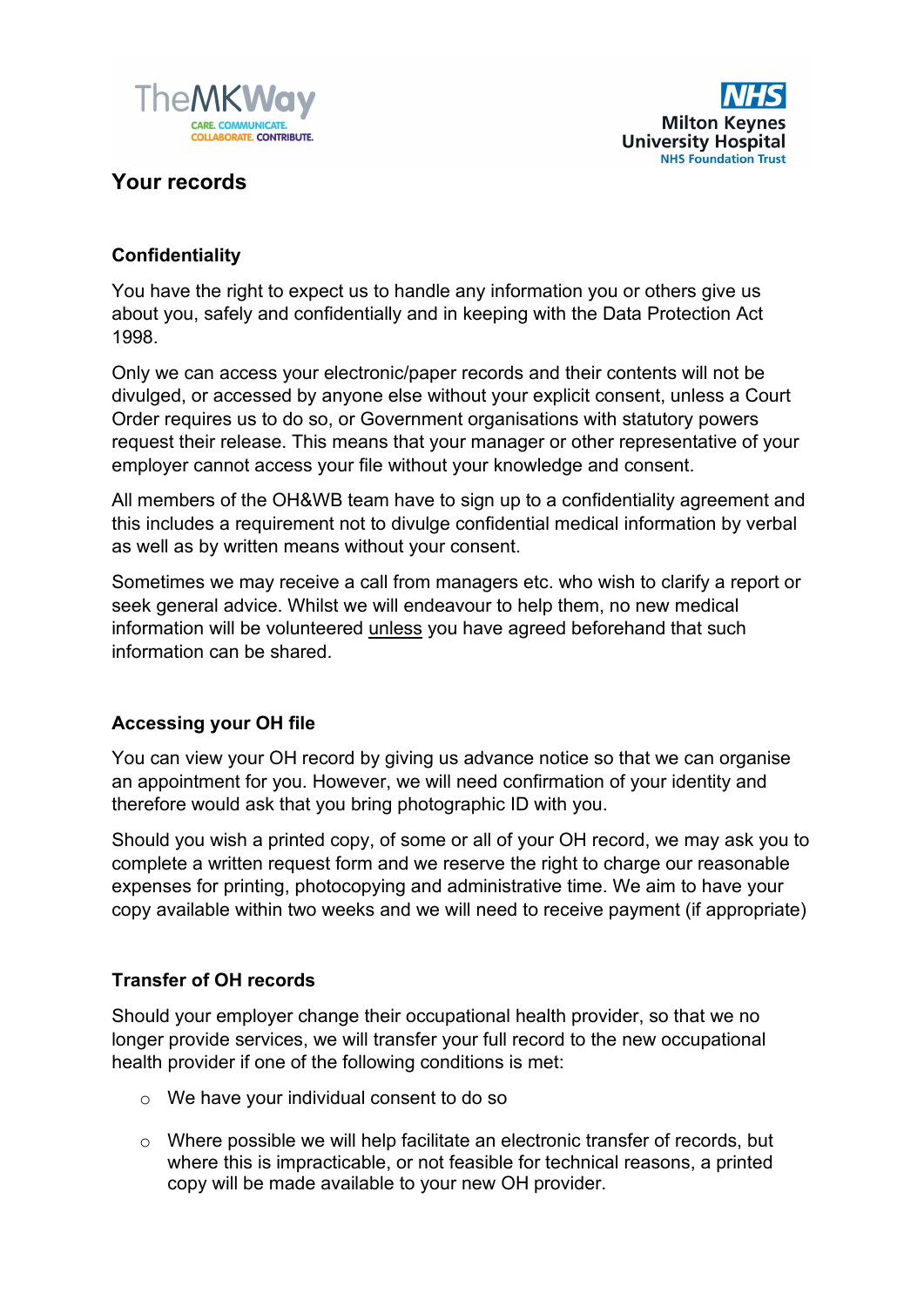# Your records

## Confidentiality

You have the right to expect us to handle any information you or others give us about you, safely and confidentially and in keeping with the Data Protection Act 1998.

Only we can access your electronic/paper records and their contents will not be divulged, or accessed by anyone else without your explicit consent, unless a Court Order requires us to do so, or Government organisations with statutory powers request their release. This means that your manager or other representative of your employer cannot access your file without your knowledge and consent.

All members of the OH&WB team have to sign up to a confidentiality agreement and this includes a requirement not to divulge confidential medical information by verbal as well as by written means without your consent.

Sometimes we may receive a call from managers etc. who wish to clarify a report or seek general advice. Whilst we will endeavour to help them, no new medical information will be volunteered unless you have agreed beforehand that such information can be shared.

## Accessing your OH file

You can view your OH record by giving us advance notice so that we can organise an appointment for you. However, we will need confirmation of your identity and therefore would ask that you bring photographic ID with you.

Should you wish a printed copy, of some or all of your OH record, we may ask you to complete a written request form and we reserve the right to charge our reasonable expenses for printing, photocopying and administrative time. We aim to have your copy available within two weeks and we will need to receive payment (if appropriate)

## Transfer of OH records

Should your employer change their occupational health provider, so that we no longer provide services, we will transfer your full record to the new occupational health provider if one of the following conditions is met:

- We have your individual consent to do so
- Where possible we will help facilitate an electronic transfer of records, but where this is impracticable, or not feasible for technical reasons, a printed copy will be made available to your new OH provider.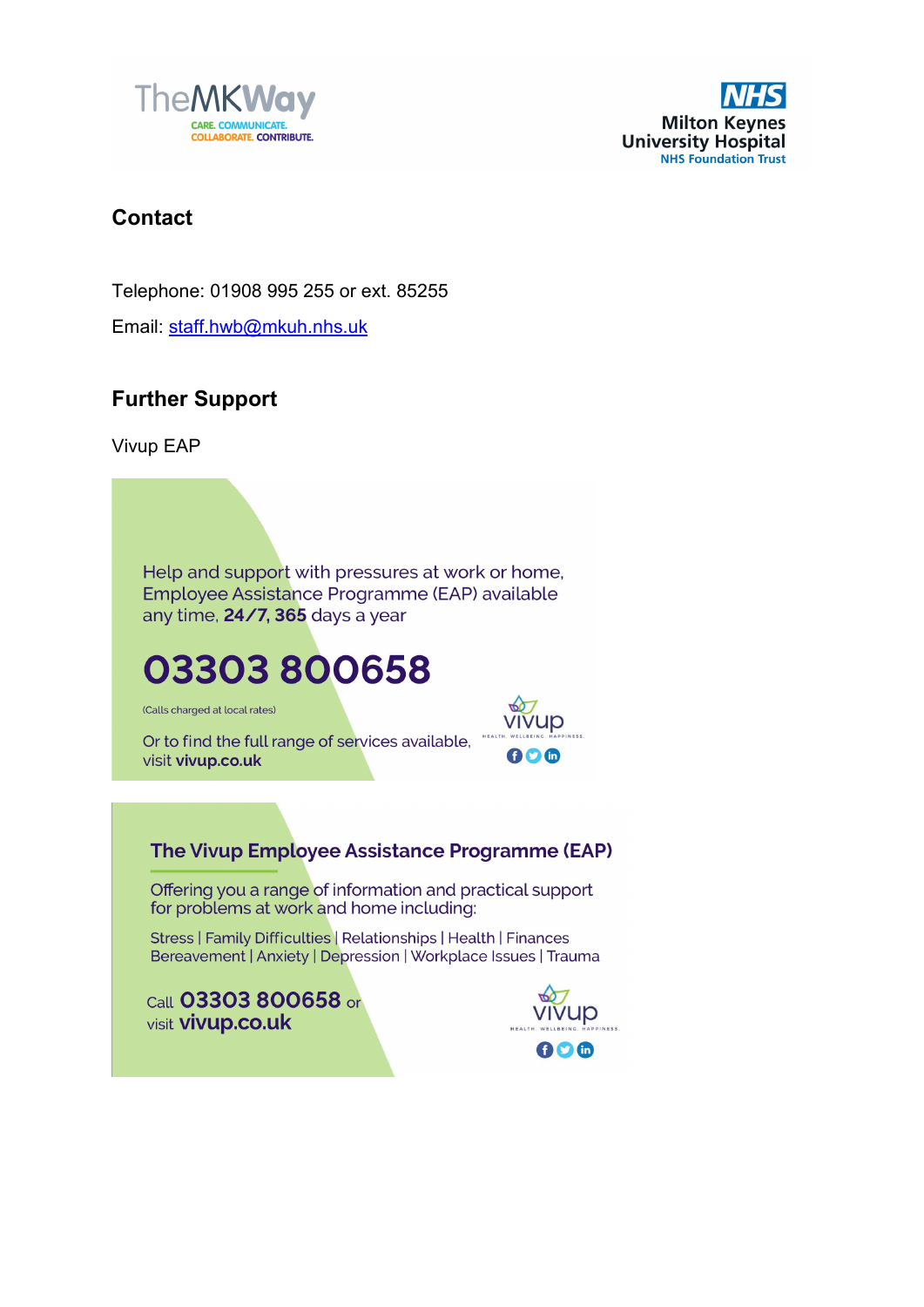## Contact

Telephone: 01908 995 255 or ext. 85255

Email: staff.hwb@mkuh.nhs.uk

## Further Support

Vivup EAP

Help and support with pressures at work or home, Employee Assistance Programme (EAP) available any time, **24/7, 365** days a year

**03303 800658**

(Calls charged at local rates)

Or to find the full range of services available, visit **vivup.co.uk**

vivup HEALTH. WELLBEING. HAPPINESS.

**The Vivup Employee Assistance Programme (EAP)**

Offering you a range of information and practical support for problems at work and home including:

Stress | Family Difficulties | Relationships | Health | Finances
Bereavement | Anxiety | Depression | Workplace Issues | Trauma

Call **03303 800658** or visit **vivup.co.uk**

vivup HEALTH. WELLBEING. HAPPINESS.